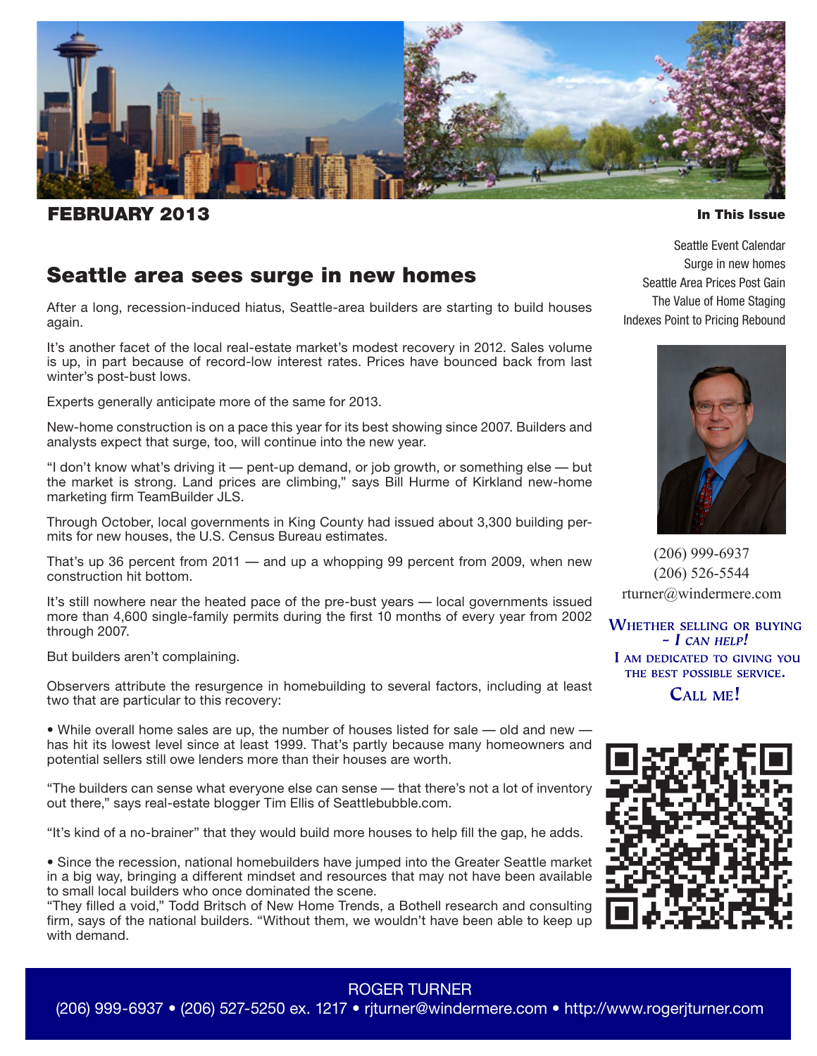**FEBRUARY 2013**

**In This Issue**

Seattle Event Calendar
Surge in new homes
Seattle Area Prices Post Gain
The Value of Home Staging
Indexes Point to Pricing Rebound

## Seattle area sees surge in new homes

After a long, recession-induced hiatus, Seattle-area builders are starting to build houses again.

It's another facet of the local real-estate market's modest recovery in 2012. Sales volume is up, in part because of record-low interest rates. Prices have bounced back from last winter's post-bust lows.

Experts generally anticipate more of the same for 2013.

New-home construction is on a pace this year for its best showing since 2007. Builders and analysts expect that surge, too, will continue into the new year.

"I don't know what's driving it — pent-up demand, or job growth, or something else — but the market is strong. Land prices are climbing," says Bill Hurme of Kirkland new-home marketing firm TeamBuilder JLS.

Through October, local governments in King County had issued about 3,300 building permits for new houses, the U.S. Census Bureau estimates.

That's up 36 percent from 2011 — and up a whopping 99 percent from 2009, when new construction hit bottom.

It's still nowhere near the heated pace of the pre-bust years — local governments issued more than 4,600 single-family permits during the first 10 months of every year from 2002 through 2007.

But builders aren't complaining.

Observers attribute the resurgence in homebuilding to several factors, including at least two that are particular to this recovery:

• While overall home sales are up, the number of houses listed for sale — old and new — has hit its lowest level since at least 1999. That's partly because many homeowners and potential sellers still owe lenders more than their houses are worth.

"The builders can sense what everyone else can sense — that there's not a lot of inventory out there," says real-estate blogger Tim Ellis of Seattlebubble.com.

"It's kind of a no-brainer" that they would build more houses to help fill the gap, he adds.

• Since the recession, national homebuilders have jumped into the Greater Seattle market in a big way, bringing a different mindset and resources that may not have been available to small local builders who once dominated the scene.
"They filled a void," Todd Britsch of New Home Trends, a Bothell research and consulting firm, says of the national builders. "Without them, we wouldn't have been able to keep up with demand.

(206) 999-6937
(206) 526-5544
rturner@windermere.com

WHETHER SELLING OR BUYING – *I CAN HELP!*
I AM DEDICATED TO GIVING YOU THE BEST POSSIBLE SERVICE.
**CALL ME!**

ROGER TURNER
(206) 999-6937 • (206) 527-5250 ex. 1217 • rjturner@windermere.com • http://www.rogerjturner.com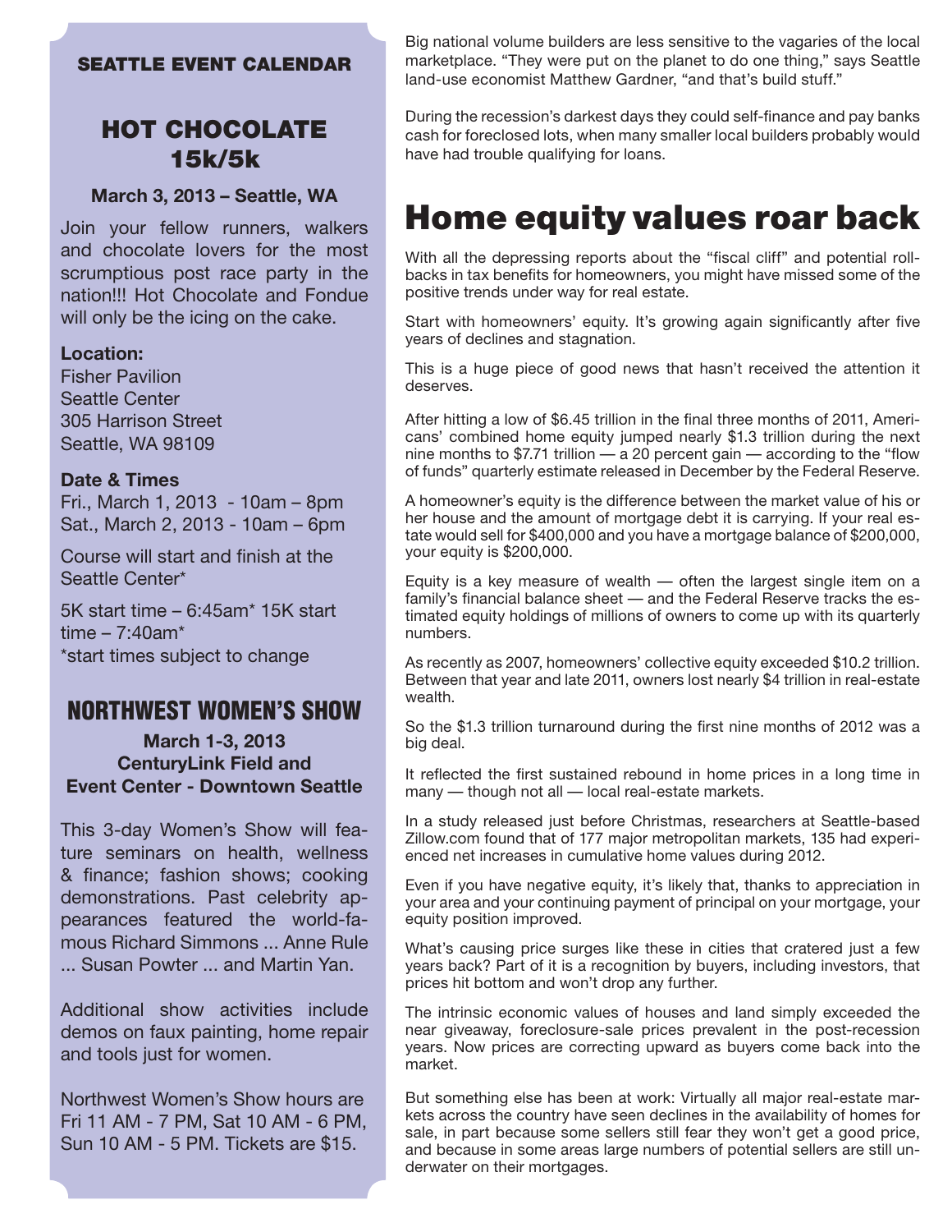## SEATTLE EVENT CALENDAR

### HOT CHOCOLATE 15k/5k

**March 3, 2013 – Seattle, WA**

Join your fellow runners, walkers and chocolate lovers for the most scrumptious post race party in the nation!!! Hot Chocolate and Fondue will only be the icing on the cake.

**Location:**
Fisher Pavilion
Seattle Center
305 Harrison Street
Seattle, WA 98109

**Date & Times**
Fri., March 1, 2013 - 10am – 8pm
Sat., March 2, 2013 - 10am – 6pm

Course will start and finish at the Seattle Center*

5K start time – 6:45am* 15K start time – 7:40am*
*start times subject to change

### NORTHWEST WOMEN'S SHOW

**March 1-3, 2013**
**CenturyLink Field and Event Center - Downtown Seattle**

This 3-day Women's Show will feature seminars on health, wellness & finance; fashion shows; cooking demonstrations. Past celebrity appearances featured the world-famous Richard Simmons ... Anne Rule ... Susan Powter ... and Martin Yan.

Additional show activities include demos on faux painting, home repair and tools just for women.

Northwest Women's Show hours are Fri 11 AM - 7 PM, Sat 10 AM - 6 PM, Sun 10 AM - 5 PM. Tickets are $15.

Big national volume builders are less sensitive to the vagaries of the local marketplace. "They were put on the planet to do one thing," says Seattle land-use economist Matthew Gardner, "and that's build stuff."

During the recession's darkest days they could self-finance and pay banks cash for foreclosed lots, when many smaller local builders probably would have had trouble qualifying for loans.

# Home equity values roar back

With all the depressing reports about the "fiscal cliff" and potential rollbacks in tax benefits for homeowners, you might have missed some of the positive trends under way for real estate.

Start with homeowners' equity. It's growing again significantly after five years of declines and stagnation.

This is a huge piece of good news that hasn't received the attention it deserves.

After hitting a low of $6.45 trillion in the final three months of 2011, Americans' combined home equity jumped nearly $1.3 trillion during the next nine months to $7.71 trillion — a 20 percent gain — according to the "flow of funds" quarterly estimate released in December by the Federal Reserve.

A homeowner's equity is the difference between the market value of his or her house and the amount of mortgage debt it is carrying. If your real estate would sell for $400,000 and you have a mortgage balance of $200,000, your equity is $200,000.

Equity is a key measure of wealth — often the largest single item on a family's financial balance sheet — and the Federal Reserve tracks the estimated equity holdings of millions of owners to come up with its quarterly numbers.

As recently as 2007, homeowners' collective equity exceeded $10.2 trillion. Between that year and late 2011, owners lost nearly $4 trillion in real-estate wealth.

So the $1.3 trillion turnaround during the first nine months of 2012 was a big deal.

It reflected the first sustained rebound in home prices in a long time in many — though not all — local real-estate markets.

In a study released just before Christmas, researchers at Seattle-based Zillow.com found that of 177 major metropolitan markets, 135 had experienced net increases in cumulative home values during 2012.

Even if you have negative equity, it's likely that, thanks to appreciation in your area and your continuing payment of principal on your mortgage, your equity position improved.

What's causing price surges like these in cities that cratered just a few years back? Part of it is a recognition by buyers, including investors, that prices hit bottom and won't drop any further.

The intrinsic economic values of houses and land simply exceeded the near giveaway, foreclosure-sale prices prevalent in the post-recession years. Now prices are correcting upward as buyers come back into the market.

But something else has been at work: Virtually all major real-estate markets across the country have seen declines in the availability of homes for sale, in part because some sellers still fear they won't get a good price, and because in some areas large numbers of potential sellers are still underwater on their mortgages.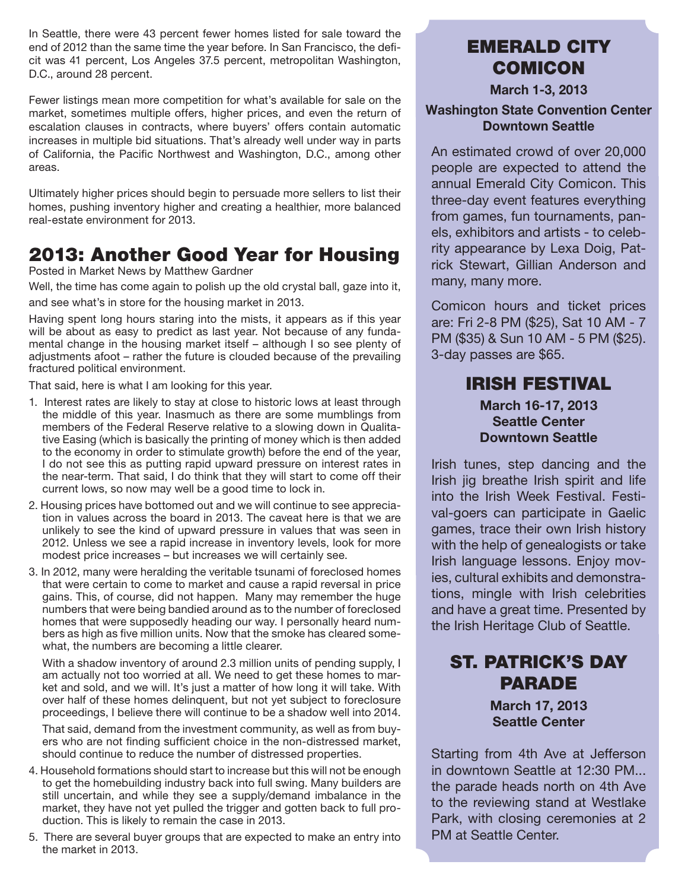In Seattle, there were 43 percent fewer homes listed for sale toward the end of 2012 than the same time the year before. In San Francisco, the deficit was 41 percent, Los Angeles 37.5 percent, metropolitan Washington, D.C., around 28 percent.

Fewer listings mean more competition for what's available for sale on the market, sometimes multiple offers, higher prices, and even the return of escalation clauses in contracts, where buyers' offers contain automatic increases in multiple bid situations. That's already well under way in parts of California, the Pacific Northwest and Washington, D.C., among other areas.

Ultimately higher prices should begin to persuade more sellers to list their homes, pushing inventory higher and creating a healthier, more balanced real-estate environment for 2013.

## 2013: Another Good Year for Housing

Posted in Market News by Matthew Gardner

Well, the time has come again to polish up the old crystal ball, gaze into it, and see what's in store for the housing market in 2013.

Having spent long hours staring into the mists, it appears as if this year will be about as easy to predict as last year. Not because of any fundamental change in the housing market itself – although I so see plenty of adjustments afoot – rather the future is clouded because of the prevailing fractured political environment.

That said, here is what I am looking for this year.

1. Interest rates are likely to stay at close to historic lows at least through the middle of this year. Inasmuch as there are some mumblings from members of the Federal Reserve relative to a slowing down in Qualitative Easing (which is basically the printing of money which is then added to the economy in order to stimulate growth) before the end of the year, I do not see this as putting rapid upward pressure on interest rates in the near-term. That said, I do think that they will start to come off their current lows, so now may well be a good time to lock in.
2. Housing prices have bottomed out and we will continue to see appreciation in values across the board in 2013. The caveat here is that we are unlikely to see the kind of upward pressure in values that was seen in 2012. Unless we see a rapid increase in inventory levels, look for more modest price increases – but increases we will certainly see.
3. In 2012, many were heralding the veritable tsunami of foreclosed homes that were certain to come to market and cause a rapid reversal in price gains. This, of course, did not happen. Many may remember the huge numbers that were being bandied around as to the number of foreclosed homes that were supposedly heading our way. I personally heard numbers as high as five million units. Now that the smoke has cleared somewhat, the numbers are becoming a little clearer.

   With a shadow inventory of around 2.3 million units of pending supply, I am actually not too worried at all. We need to get these homes to market and sold, and we will. It's just a matter of how long it will take. With over half of these homes delinquent, but not yet subject to foreclosure proceedings, I believe there will continue to be a shadow well into 2014.

   That said, demand from the investment community, as well as from buyers who are not finding sufficient choice in the non-distressed market, should continue to reduce the number of distressed properties.
4. Household formations should start to increase but this will not be enough to get the homebuilding industry back into full swing. Many builders are still uncertain, and while they see a supply/demand imbalance in the market, they have not yet pulled the trigger and gotten back to full production. This is likely to remain the case in 2013.
5. There are several buyer groups that are expected to make an entry into the market in 2013.

## EMERALD CITY COMICON

**March 1-3, 2013**

**Washington State Convention Center Downtown Seattle**

An estimated crowd of over 20,000 people are expected to attend the annual Emerald City Comicon. This three-day event features everything from games, fun tournaments, panels, exhibitors and artists - to celebrity appearance by Lexa Doig, Patrick Stewart, Gillian Anderson and many, many more.

Comicon hours and ticket prices are: Fri 2-8 PM ($25), Sat 10 AM - 7 PM ($35) & Sun 10 AM - 5 PM ($25). 3-day passes are $65.

## IRISH FESTIVAL

**March 16-17, 2013**
**Seattle Center**
**Downtown Seattle**

Irish tunes, step dancing and the Irish jig breathe Irish spirit and life into the Irish Week Festival. Festival-goers can participate in Gaelic games, trace their own Irish history with the help of genealogists or take Irish language lessons. Enjoy movies, cultural exhibits and demonstrations, mingle with Irish celebrities and have a great time. Presented by the Irish Heritage Club of Seattle.

## ST. PATRICK'S DAY PARADE

**March 17, 2013**
**Seattle Center**

Starting from 4th Ave at Jefferson in downtown Seattle at 12:30 PM... the parade heads north on 4th Ave to the reviewing stand at Westlake Park, with closing ceremonies at 2 PM at Seattle Center.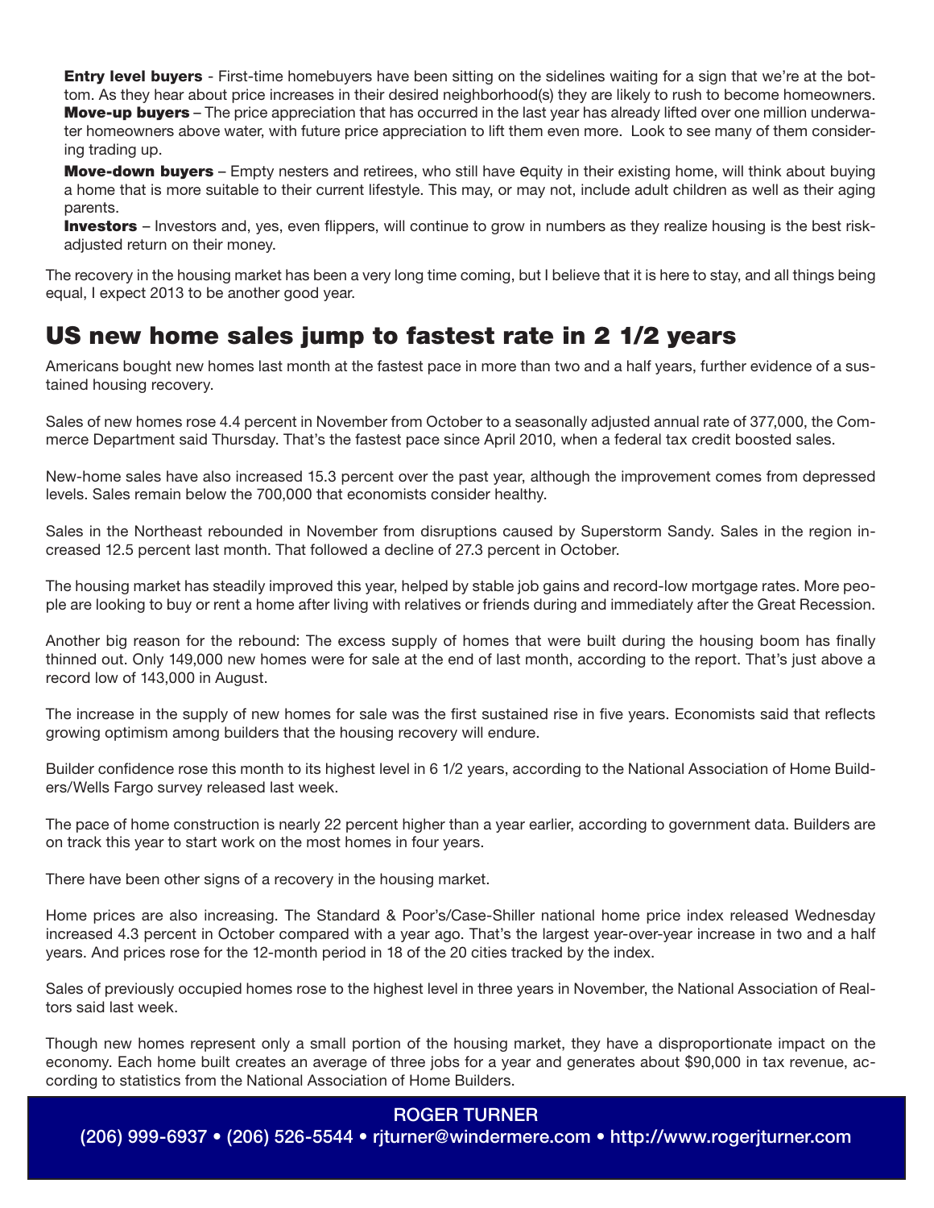**Entry level buyers** - First-time homebuyers have been sitting on the sidelines waiting for a sign that we're at the bottom. As they hear about price increases in their desired neighborhood(s) they are likely to rush to become homeowners.

**Move-up buyers** – The price appreciation that has occurred in the last year has already lifted over one million underwater homeowners above water, with future price appreciation to lift them even more. Look to see many of them considering trading up.

**Move-down buyers** – Empty nesters and retirees, who still have equity in their existing home, will think about buying a home that is more suitable to their current lifestyle. This may, or may not, include adult children as well as their aging parents.

**Investors** – Investors and, yes, even flippers, will continue to grow in numbers as they realize housing is the best risk-adjusted return on their money.

The recovery in the housing market has been a very long time coming, but I believe that it is here to stay, and all things being equal, I expect 2013 to be another good year.

## US new home sales jump to fastest rate in 2 1/2 years

Americans bought new homes last month at the fastest pace in more than two and a half years, further evidence of a sustained housing recovery.

Sales of new homes rose 4.4 percent in November from October to a seasonally adjusted annual rate of 377,000, the Commerce Department said Thursday. That's the fastest pace since April 2010, when a federal tax credit boosted sales.

New-home sales have also increased 15.3 percent over the past year, although the improvement comes from depressed levels. Sales remain below the 700,000 that economists consider healthy.

Sales in the Northeast rebounded in November from disruptions caused by Superstorm Sandy. Sales in the region increased 12.5 percent last month. That followed a decline of 27.3 percent in October.

The housing market has steadily improved this year, helped by stable job gains and record-low mortgage rates. More people are looking to buy or rent a home after living with relatives or friends during and immediately after the Great Recession.

Another big reason for the rebound: The excess supply of homes that were built during the housing boom has finally thinned out. Only 149,000 new homes were for sale at the end of last month, according to the report. That's just above a record low of 143,000 in August.

The increase in the supply of new homes for sale was the first sustained rise in five years. Economists said that reflects growing optimism among builders that the housing recovery will endure.

Builder confidence rose this month to its highest level in 6 1/2 years, according to the National Association of Home Builders/Wells Fargo survey released last week.

The pace of home construction is nearly 22 percent higher than a year earlier, according to government data. Builders are on track this year to start work on the most homes in four years.

There have been other signs of a recovery in the housing market.

Home prices are also increasing. The Standard & Poor's/Case-Shiller national home price index released Wednesday increased 4.3 percent in October compared with a year ago. That's the largest year-over-year increase in two and a half years. And prices rose for the 12-month period in 18 of the 20 cities tracked by the index.

Sales of previously occupied homes rose to the highest level in three years in November, the National Association of Realtors said last week.

Though new homes represent only a small portion of the housing market, they have a disproportionate impact on the economy. Each home built creates an average of three jobs for a year and generates about $90,000 in tax revenue, according to statistics from the National Association of Home Builders.

**ROGER TURNER**

(206) 999-6937 • (206) 526-5544 • rjturner@windermere.com • http://www.rogerjturner.com